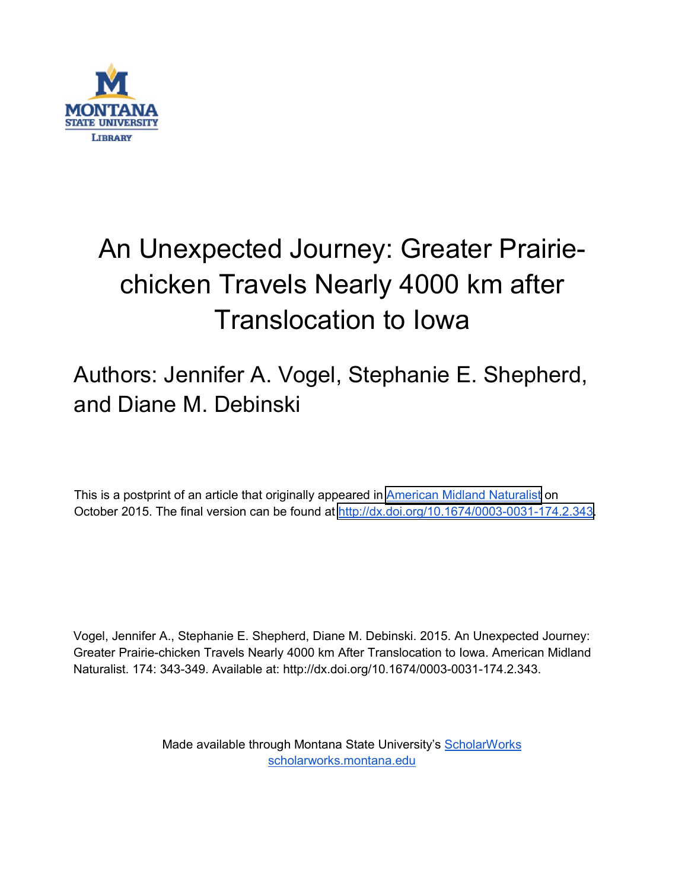MONTANA STATE UNIVERSITY LIBRARY

# An Unexpected Journey: Greater Prairie-chicken Travels Nearly 4000 km after Translocation to Iowa

## Authors: Jennifer A. Vogel, Stephanie E. Shepherd, and Diane M. Debinski

This is a postprint of an article that originally appeared in American Midland Naturalist on October 2015. The final version can be found at http://dx.doi.org/10.1674/0003-0031-174.2.343.

Vogel, Jennifer A., Stephanie E. Shepherd, Diane M. Debinski. 2015. An Unexpected Journey: Greater Prairie-chicken Travels Nearly 4000 km After Translocation to Iowa. American Midland Naturalist. 174: 343-349. Available at: http://dx.doi.org/10.1674/0003-0031-174.2.343.

Made available through Montana State University's ScholarWorks
scholarworks.montana.edu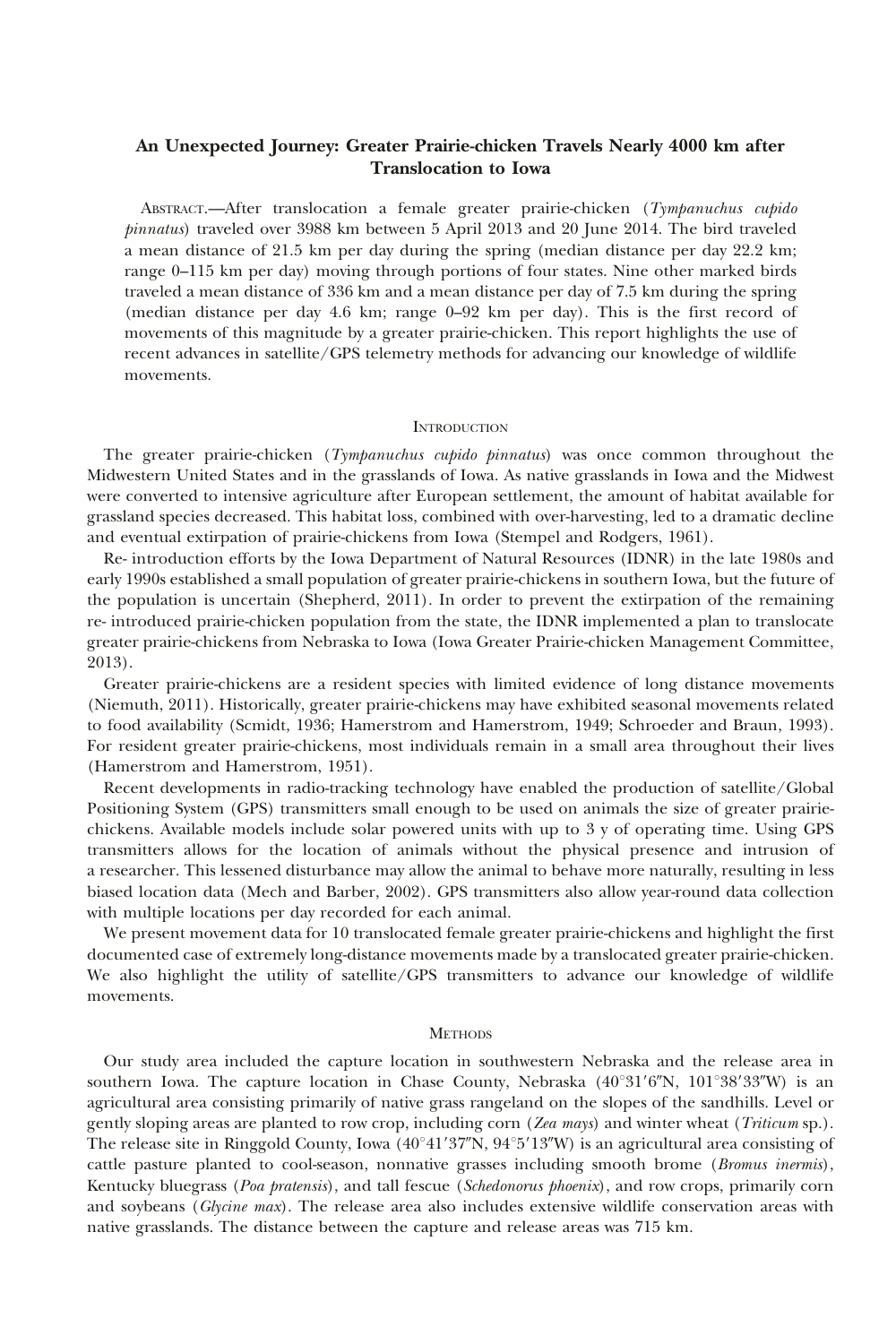## An Unexpected Journey: Greater Prairie-chicken Travels Nearly 4000 km after Translocation to Iowa

Abstract.—After translocation a female greater prairie-chicken (*Tympanuchus cupido pinnatus*) traveled over 3988 km between 5 April 2013 and 20 June 2014. The bird traveled a mean distance of 21.5 km per day during the spring (median distance per day 22.2 km; range 0–115 km per day) moving through portions of four states. Nine other marked birds traveled a mean distance of 336 km and a mean distance per day of 7.5 km during the spring (median distance per day 4.6 km; range 0–92 km per day). This is the first record of movements of this magnitude by a greater prairie-chicken. This report highlights the use of recent advances in satellite/GPS telemetry methods for advancing our knowledge of wildlife movements.

### Introduction

The greater prairie-chicken (*Tympanuchus cupido pinnatus*) was once common throughout the Midwestern United States and in the grasslands of Iowa. As native grasslands in Iowa and the Midwest were converted to intensive agriculture after European settlement, the amount of habitat available for grassland species decreased. This habitat loss, combined with over-harvesting, led to a dramatic decline and eventual extirpation of prairie-chickens from Iowa (Stempel and Rodgers, 1961).

Re- introduction efforts by the Iowa Department of Natural Resources (IDNR) in the late 1980s and early 1990s established a small population of greater prairie-chickens in southern Iowa, but the future of the population is uncertain (Shepherd, 2011). In order to prevent the extirpation of the remaining re- introduced prairie-chicken population from the state, the IDNR implemented a plan to translocate greater prairie-chickens from Nebraska to Iowa (Iowa Greater Prairie-chicken Management Committee, 2013).

Greater prairie-chickens are a resident species with limited evidence of long distance movements (Niemuth, 2011). Historically, greater prairie-chickens may have exhibited seasonal movements related to food availability (Scmidt, 1936; Hamerstrom and Hamerstrom, 1949; Schroeder and Braun, 1993). For resident greater prairie-chickens, most individuals remain in a small area throughout their lives (Hamerstrom and Hamerstrom, 1951).

Recent developments in radio-tracking technology have enabled the production of satellite/Global Positioning System (GPS) transmitters small enough to be used on animals the size of greater prairie-chickens. Available models include solar powered units with up to 3 y of operating time. Using GPS transmitters allows for the location of animals without the physical presence and intrusion of a researcher. This lessened disturbance may allow the animal to behave more naturally, resulting in less biased location data (Mech and Barber, 2002). GPS transmitters also allow year-round data collection with multiple locations per day recorded for each animal.

We present movement data for 10 translocated female greater prairie-chickens and highlight the first documented case of extremely long-distance movements made by a translocated greater prairie-chicken. We also highlight the utility of satellite/GPS transmitters to advance our knowledge of wildlife movements.

### Methods

Our study area included the capture location in southwestern Nebraska and the release area in southern Iowa. The capture location in Chase County, Nebraska (40°31′6″N, 101°38′33″W) is an agricultural area consisting primarily of native grass rangeland on the slopes of the sandhills. Level or gently sloping areas are planted to row crop, including corn (*Zea mays*) and winter wheat (*Triticum* sp.). The release site in Ringgold County, Iowa (40°41′37″N, 94°5′13″W) is an agricultural area consisting of cattle pasture planted to cool-season, nonnative grasses including smooth brome (*Bromus inermis*), Kentucky bluegrass (*Poa pratensis*), and tall fescue (*Schedonorus phoenix*), and row crops, primarily corn and soybeans (*Glycine max*). The release area also includes extensive wildlife conservation areas with native grasslands. The distance between the capture and release areas was 715 km.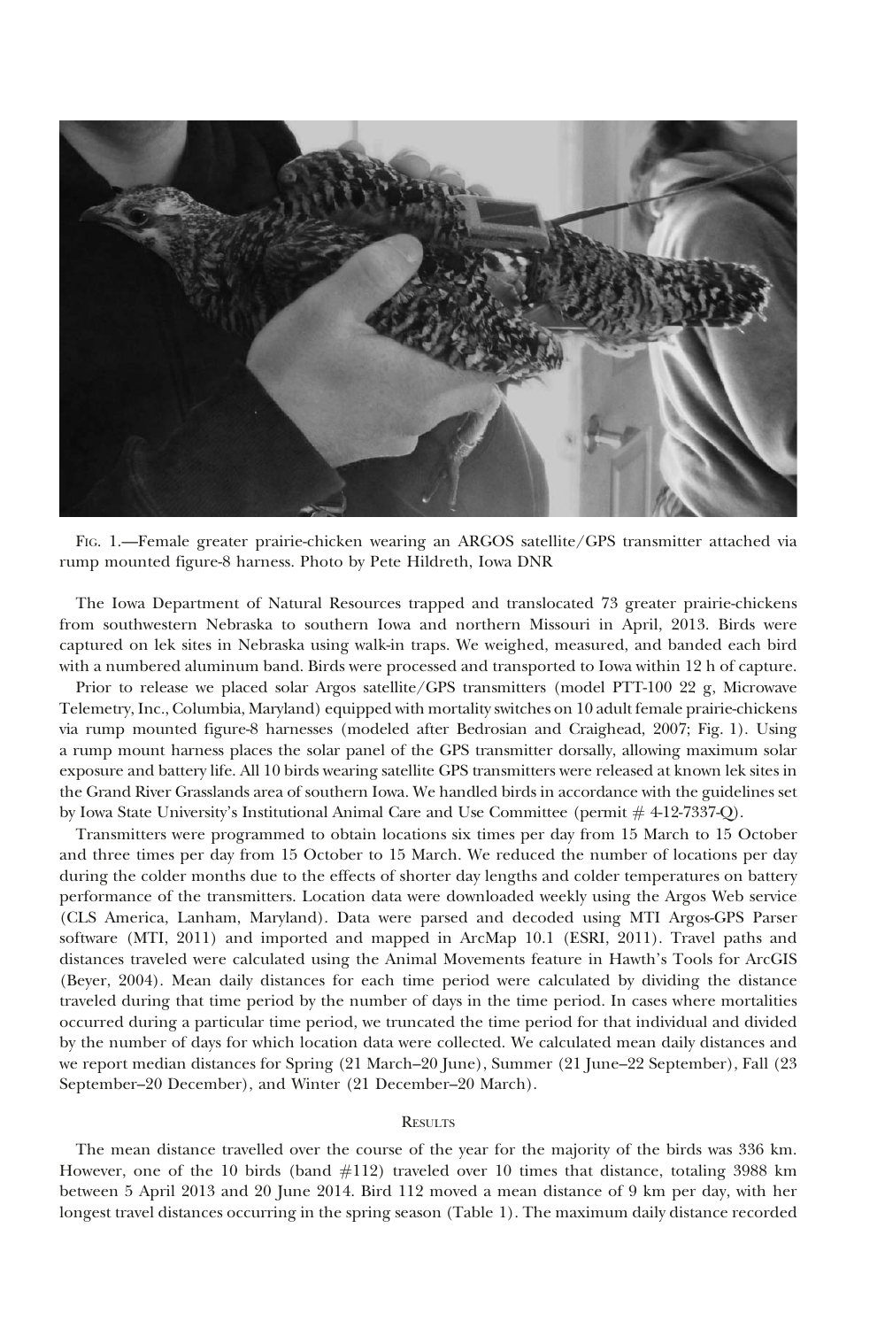Fig. 1.—Female greater prairie-chicken wearing an ARGOS satellite/GPS transmitter attached via rump mounted figure-8 harness. Photo by Pete Hildreth, Iowa DNR

The Iowa Department of Natural Resources trapped and translocated 73 greater prairie-chickens from southwestern Nebraska to southern Iowa and northern Missouri in April, 2013. Birds were captured on lek sites in Nebraska using walk-in traps. We weighed, measured, and banded each bird with a numbered aluminum band. Birds were processed and transported to Iowa within 12 h of capture.

Prior to release we placed solar Argos satellite/GPS transmitters (model PTT-100 22 g, Microwave Telemetry, Inc., Columbia, Maryland) equipped with mortality switches on 10 adult female prairie-chickens via rump mounted figure-8 harnesses (modeled after Bedrosian and Craighead, 2007; Fig. 1). Using a rump mount harness places the solar panel of the GPS transmitter dorsally, allowing maximum solar exposure and battery life. All 10 birds wearing satellite GPS transmitters were released at known lek sites in the Grand River Grasslands area of southern Iowa. We handled birds in accordance with the guidelines set by Iowa State University's Institutional Animal Care and Use Committee (permit # 4-12-7337-Q).

Transmitters were programmed to obtain locations six times per day from 15 March to 15 October and three times per day from 15 October to 15 March. We reduced the number of locations per day during the colder months due to the effects of shorter day lengths and colder temperatures on battery performance of the transmitters. Location data were downloaded weekly using the Argos Web service (CLS America, Lanham, Maryland). Data were parsed and decoded using MTI Argos-GPS Parser software (MTI, 2011) and imported and mapped in ArcMap 10.1 (ESRI, 2011). Travel paths and distances traveled were calculated using the Animal Movements feature in Hawth's Tools for ArcGIS (Beyer, 2004). Mean daily distances for each time period were calculated by dividing the distance traveled during that time period by the number of days in the time period. In cases where mortalities occurred during a particular time period, we truncated the time period for that individual and divided by the number of days for which location data were collected. We calculated mean daily distances and we report median distances for Spring (21 March–20 June), Summer (21 June–22 September), Fall (23 September–20 December), and Winter (21 December–20 March).

## Results

The mean distance travelled over the course of the year for the majority of the birds was 336 km. However, one of the 10 birds (band #112) traveled over 10 times that distance, totaling 3988 km between 5 April 2013 and 20 June 2014. Bird 112 moved a mean distance of 9 km per day, with her longest travel distances occurring in the spring season (Table 1). The maximum daily distance recorded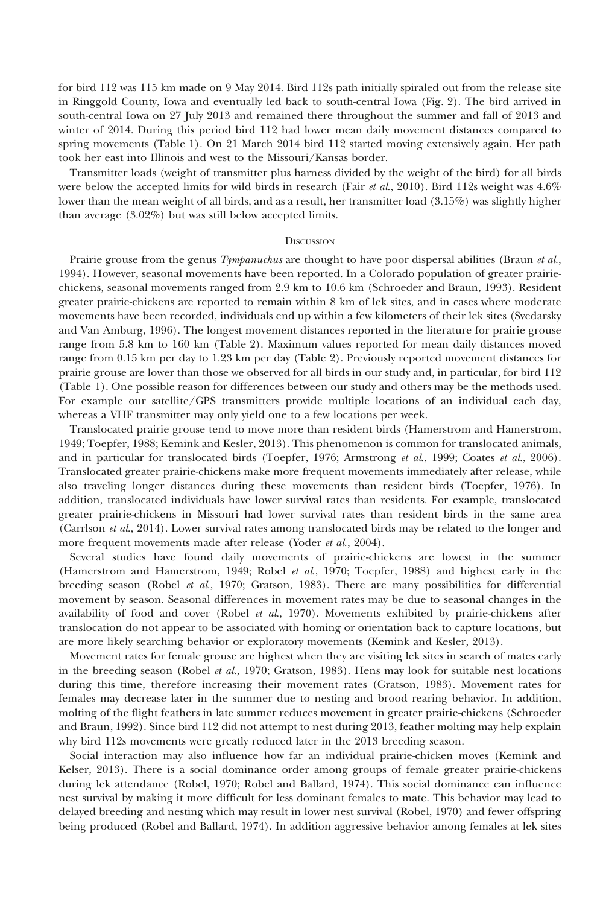for bird 112 was 115 km made on 9 May 2014. Bird 112s path initially spiraled out from the release site in Ringgold County, Iowa and eventually led back to south-central Iowa (Fig. 2). The bird arrived in south-central Iowa on 27 July 2013 and remained there throughout the summer and fall of 2013 and winter of 2014. During this period bird 112 had lower mean daily movement distances compared to spring movements (Table 1). On 21 March 2014 bird 112 started moving extensively again. Her path took her east into Illinois and west to the Missouri/Kansas border.

Transmitter loads (weight of transmitter plus harness divided by the weight of the bird) for all birds were below the accepted limits for wild birds in research (Fair *et al.*, 2010). Bird 112s weight was 4.6% lower than the mean weight of all birds, and as a result, her transmitter load (3.15%) was slightly higher than average (3.02%) but was still below accepted limits.

## Discussion

Prairie grouse from the genus *Tympanuchus* are thought to have poor dispersal abilities (Braun *et al.*, 1994). However, seasonal movements have been reported. In a Colorado population of greater prairie-chickens, seasonal movements ranged from 2.9 km to 10.6 km (Schroeder and Braun, 1993). Resident greater prairie-chickens are reported to remain within 8 km of lek sites, and in cases where moderate movements have been recorded, individuals end up within a few kilometers of their lek sites (Svedarsky and Van Amburg, 1996). The longest movement distances reported in the literature for prairie grouse range from 5.8 km to 160 km (Table 2). Maximum values reported for mean daily distances moved range from 0.15 km per day to 1.23 km per day (Table 2). Previously reported movement distances for prairie grouse are lower than those we observed for all birds in our study and, in particular, for bird 112 (Table 1). One possible reason for differences between our study and others may be the methods used. For example our satellite/GPS transmitters provide multiple locations of an individual each day, whereas a VHF transmitter may only yield one to a few locations per week.

Translocated prairie grouse tend to move more than resident birds (Hamerstrom and Hamerstrom, 1949; Toepfer, 1988; Kemink and Kesler, 2013). This phenomenon is common for translocated animals, and in particular for translocated birds (Toepfer, 1976; Armstrong *et al.*, 1999; Coates *et al.*, 2006). Translocated greater prairie-chickens make more frequent movements immediately after release, while also traveling longer distances during these movements than resident birds (Toepfer, 1976). In addition, translocated individuals have lower survival rates than residents. For example, translocated greater prairie-chickens in Missouri had lower survival rates than resident birds in the same area (Carrlson *et al.*, 2014). Lower survival rates among translocated birds may be related to the longer and more frequent movements made after release (Yoder *et al.*, 2004).

Several studies have found daily movements of prairie-chickens are lowest in the summer (Hamerstrom and Hamerstrom, 1949; Robel *et al.*, 1970; Toepfer, 1988) and highest early in the breeding season (Robel *et al.*, 1970; Gratson, 1983). There are many possibilities for differential movement by season. Seasonal differences in movement rates may be due to seasonal changes in the availability of food and cover (Robel *et al.*, 1970). Movements exhibited by prairie-chickens after translocation do not appear to be associated with homing or orientation back to capture locations, but are more likely searching behavior or exploratory movements (Kemink and Kesler, 2013).

Movement rates for female grouse are highest when they are visiting lek sites in search of mates early in the breeding season (Robel *et al.*, 1970; Gratson, 1983). Hens may look for suitable nest locations during this time, therefore increasing their movement rates (Gratson, 1983). Movement rates for females may decrease later in the summer due to nesting and brood rearing behavior. In addition, molting of the flight feathers in late summer reduces movement in greater prairie-chickens (Schroeder and Braun, 1992). Since bird 112 did not attempt to nest during 2013, feather molting may help explain why bird 112s movements were greatly reduced later in the 2013 breeding season.

Social interaction may also influence how far an individual prairie-chicken moves (Kemink and Kelser, 2013). There is a social dominance order among groups of female greater prairie-chickens during lek attendance (Robel, 1970; Robel and Ballard, 1974). This social dominance can influence nest survival by making it more difficult for less dominant females to mate. This behavior may lead to delayed breeding and nesting which may result in lower nest survival (Robel, 1970) and fewer offspring being produced (Robel and Ballard, 1974). In addition aggressive behavior among females at lek sites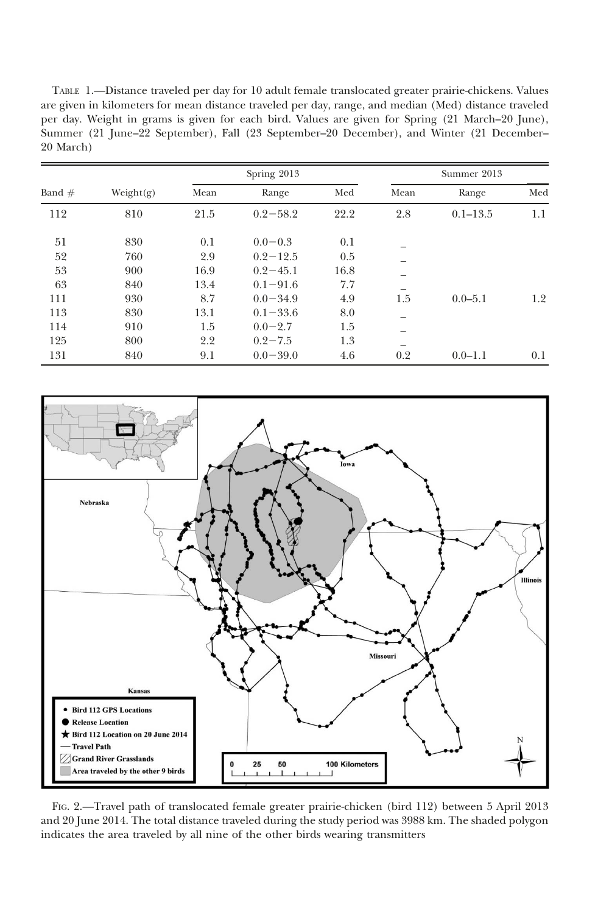TABLE 1.—Distance traveled per day for 10 adult female translocated greater prairie-chickens. Values are given in kilometers for mean distance traveled per day, range, and median (Med) distance traveled per day. Weight in grams is given for each bird. Values are given for Spring (21 March–20 June), Summer (21 June–22 September), Fall (23 September–20 December), and Winter (21 December–20 March)

| Band # | Weight(g) | Spring 2013 | | | Summer 2013 | | |
|---|---|---|---|---|---|---|---|
| | | Mean | Range | Med | Mean | Range | Med |
| 112 | 810 | 21.5 | 0.2−58.2 | 22.2 | 2.8 | 0.1–13.5 | 1.1 |
| 51 | 830 | 0.1 | 0.0−0.3 | 0.1 | – | | |
| 52 | 760 | 2.9 | 0.2−12.5 | 0.5 | – | | |
| 53 | 900 | 16.9 | 0.2−45.1 | 16.8 | – | | |
| 63 | 840 | 13.4 | 0.1−91.6 | 7.7 | – | | |
| 111 | 930 | 8.7 | 0.0−34.9 | 4.9 | 1.5 | 0.0–5.1 | 1.2 |
| 113 | 830 | 13.1 | 0.1−33.6 | 8.0 | – | | |
| 114 | 910 | 1.5 | 0.0−2.7 | 1.5 | – | | |
| 125 | 800 | 2.2 | 0.2−7.5 | 1.3 | – | | |
| 131 | 840 | 9.1 | 0.0−39.0 | 4.6 | 0.2 | 0.0–1.1 | 0.1 |

FIG. 2.—Travel path of translocated female greater prairie-chicken (bird 112) between 5 April 2013 and 20 June 2014. The total distance traveled during the study period was 3988 km. The shaded polygon indicates the area traveled by all nine of the other birds wearing transmitters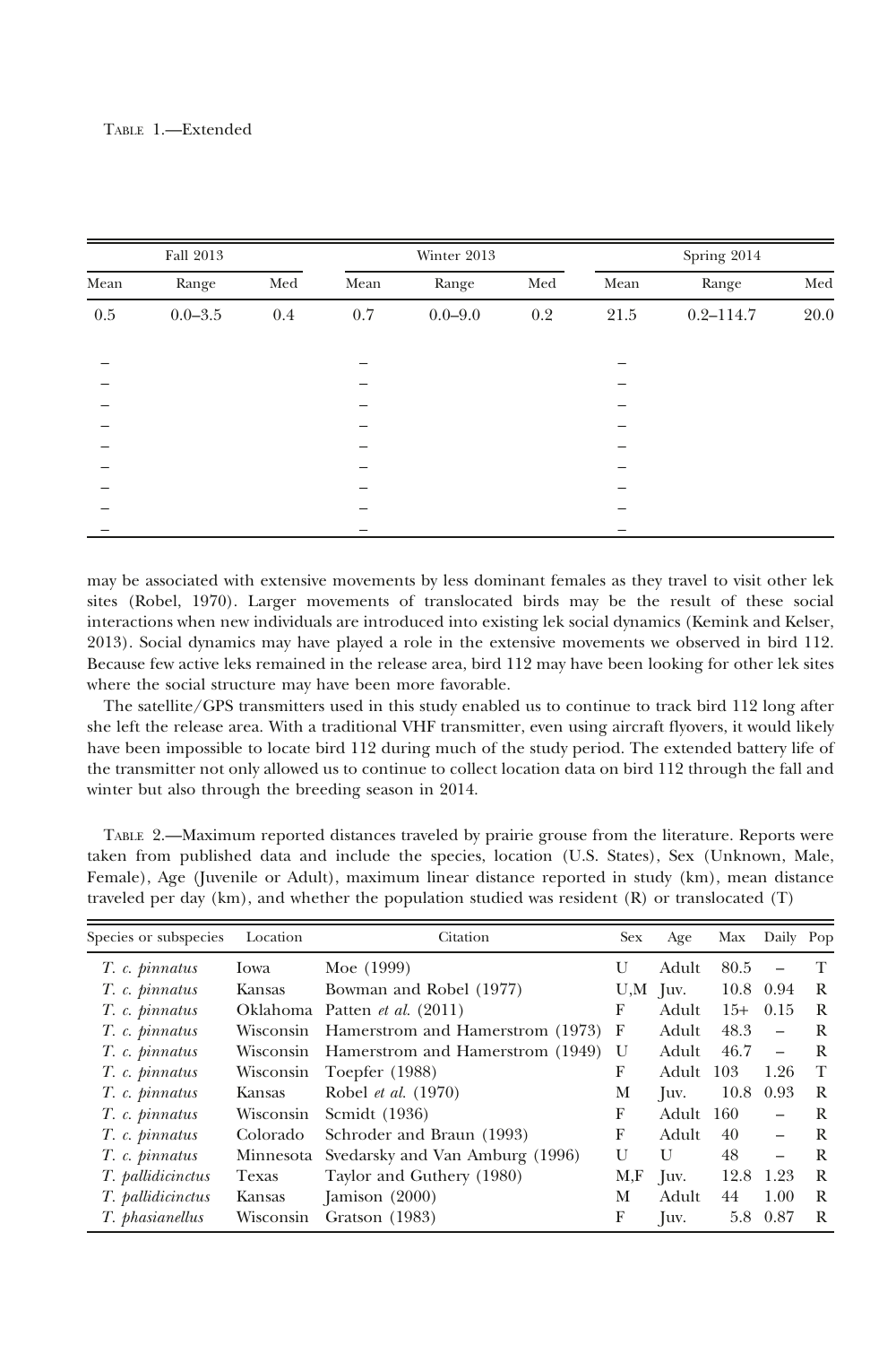TABLE 1.—Extended

| Fall 2013 | | | Winter 2013 | | | Spring 2014 | | |
|---|---|---|---|---|---|---|---|---|
| Mean | Range | Med | Mean | Range | Med | Mean | Range | Med |
| 0.5 | 0.0–3.5 | 0.4 | 0.7 | 0.0–9.0 | 0.2 | 21.5 | 0.2–114.7 | 20.0 |
| – | | | – | | | – | | |
| – | | | – | | | – | | |
| – | | | – | | | – | | |
| – | | | – | | | – | | |
| – | | | – | | | – | | |
| – | | | – | | | – | | |
| – | | | – | | | – | | |
| – | | | – | | | – | | |
| – | | | – | | | – | | |

may be associated with extensive movements by less dominant females as they travel to visit other lek sites (Robel, 1970). Larger movements of translocated birds may be the result of these social interactions when new individuals are introduced into existing lek social dynamics (Kemink and Kelser, 2013). Social dynamics may have played a role in the extensive movements we observed in bird 112. Because few active leks remained in the release area, bird 112 may have been looking for other lek sites where the social structure may have been more favorable.

The satellite/GPS transmitters used in this study enabled us to continue to track bird 112 long after she left the release area. With a traditional VHF transmitter, even using aircraft flyovers, it would likely have been impossible to locate bird 112 during much of the study period. The extended battery life of the transmitter not only allowed us to continue to collect location data on bird 112 through the fall and winter but also through the breeding season in 2014.

TABLE 2.—Maximum reported distances traveled by prairie grouse from the literature. Reports were taken from published data and include the species, location (U.S. States), Sex (Unknown, Male, Female), Age (Juvenile or Adult), maximum linear distance reported in study (km), mean distance traveled per day (km), and whether the population studied was resident (R) or translocated (T)

| Species or subspecies | Location | Citation | Sex | Age | Max | Daily | Pop |
|---|---|---|---|---|---|---|---|
| *T. c. pinnatus* | Iowa | Moe (1999) | U | Adult | 80.5 | – | T |
| *T. c. pinnatus* | Kansas | Bowman and Robel (1977) | U,M | Juv. | 10.8 | 0.94 | R |
| *T. c. pinnatus* | Oklahoma | Patten *et al.* (2011) | F | Adult | 15+ | 0.15 | R |
| *T. c. pinnatus* | Wisconsin | Hamerstrom and Hamerstrom (1973) | F | Adult | 48.3 | – | R |
| *T. c. pinnatus* | Wisconsin | Hamerstrom and Hamerstrom (1949) | U | Adult | 46.7 | – | R |
| *T. c. pinnatus* | Wisconsin | Toepfer (1988) | F | Adult | 103 | 1.26 | T |
| *T. c. pinnatus* | Kansas | Robel *et al.* (1970) | M | Juv. | 10.8 | 0.93 | R |
| *T. c. pinnatus* | Wisconsin | Scmidt (1936) | F | Adult | 160 | – | R |
| *T. c. pinnatus* | Colorado | Schroder and Braun (1993) | F | Adult | 40 | – | R |
| *T. c. pinnatus* | Minnesota | Svedarsky and Van Amburg (1996) | U | U | 48 | – | R |
| *T. pallidicinctus* | Texas | Taylor and Guthery (1980) | M,F | Juv. | 12.8 | 1.23 | R |
| *T. pallidicinctus* | Kansas | Jamison (2000) | M | Adult | 44 | 1.00 | R |
| *T. phasianellus* | Wisconsin | Gratson (1983) | F | Juv. | 5.8 | 0.87 | R |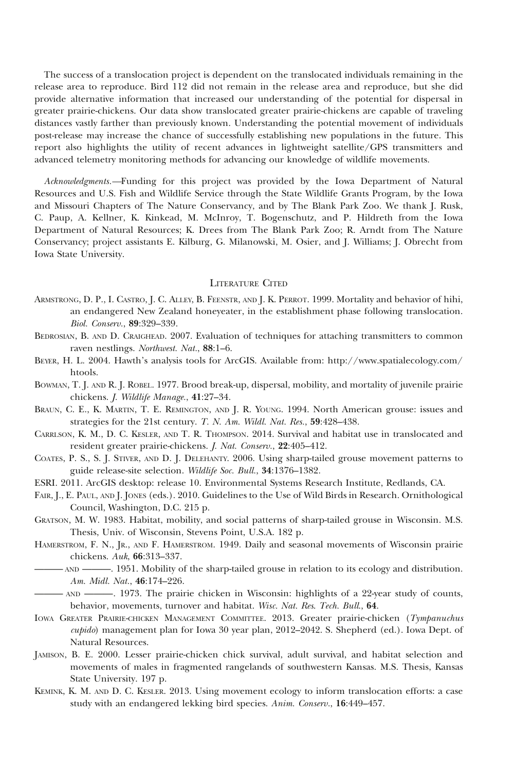The success of a translocation project is dependent on the translocated individuals remaining in the release area to reproduce. Bird 112 did not remain in the release area and reproduce, but she did provide alternative information that increased our understanding of the potential for dispersal in greater prairie-chickens. Our data show translocated greater prairie-chickens are capable of traveling distances vastly farther than previously known. Understanding the potential movement of individuals post-release may increase the chance of successfully establishing new populations in the future. This report also highlights the utility of recent advances in lightweight satellite/GPS transmitters and advanced telemetry monitoring methods for advancing our knowledge of wildlife movements.

*Acknowledgments.*—Funding for this project was provided by the Iowa Department of Natural Resources and U.S. Fish and Wildlife Service through the State Wildlife Grants Program, by the Iowa and Missouri Chapters of The Nature Conservancy, and by The Blank Park Zoo. We thank J. Rusk, C. Paup, A. Kellner, K. Kinkead, M. McInroy, T. Bogenschutz, and P. Hildreth from the Iowa Department of Natural Resources; K. Drees from The Blank Park Zoo; R. Arndt from The Nature Conservancy; project assistants E. Kilburg, G. Milanowski, M. Osier, and J. Williams; J. Obrecht from Iowa State University.

## Literature Cited

Armstrong, D. P., I. Castro, J. C. Alley, B. Feenstr, and J. K. Perrot. 1999. Mortality and behavior of hihi, an endangered New Zealand honeyeater, in the establishment phase following translocation. *Biol. Conserv.*, **89**:329–339.

Bedrosian, B. and D. Craighead. 2007. Evaluation of techniques for attaching transmitters to common raven nestlings. *Northwest. Nat.*, **88**:1–6.

Beyer, H. L. 2004. Hawth's analysis tools for ArcGIS. Available from: http://www.spatialecology.com/htools.

Bowman, T. J. and R. J. Robel. 1977. Brood break-up, dispersal, mobility, and mortality of juvenile prairie chickens. *J. Wildlife Manage.*, **41**:27–34.

Braun, C. E., K. Martin, T. E. Remington, and J. R. Young. 1994. North American grouse: issues and strategies for the 21st century. *T. N. Am. Wildl. Nat. Res.*, **59**:428–438.

Carrlson, K. M., D. C. Kesler, and T. R. Thompson. 2014. Survival and habitat use in translocated and resident greater prairie-chickens. *J. Nat. Conserv.*, **22**:405–412.

Coates, P. S., S. J. Stiver, and D. J. Delehanty. 2006. Using sharp-tailed grouse movement patterns to guide release-site selection. *Wildlife Soc. Bull.*, **34**:1376–1382.

ESRI. 2011. ArcGIS desktop: release 10. Environmental Systems Research Institute, Redlands, CA.

Fair, J., E. Paul, and J. Jones (eds.). 2010. Guidelines to the Use of Wild Birds in Research. Ornithological Council, Washington, D.C. 215 p.

Gratson, M. W. 1983. Habitat, mobility, and social patterns of sharp-tailed grouse in Wisconsin. M.S. Thesis, Univ. of Wisconsin, Stevens Point, U.S.A. 182 p.

Hamerstrom, F. N., Jr., and F. Hamerstrom. 1949. Daily and seasonal movements of Wisconsin prairie chickens. *Auk*, **66**:313–337.

——— and ———. 1951. Mobility of the sharp-tailed grouse in relation to its ecology and distribution. *Am. Midl. Nat.*, **46**:174–226.

——— and ———. 1973. The prairie chicken in Wisconsin: highlights of a 22-year study of counts, behavior, movements, turnover and habitat. *Wisc. Nat. Res. Tech. Bull.*, **64**.

Iowa Greater Prairie-chicken Management Committee. 2013. Greater prairie-chicken (*Tympanuchus cupido*) management plan for Iowa 30 year plan, 2012–2042. S. Shepherd (ed.). Iowa Dept. of Natural Resources.

Jamison, B. E. 2000. Lesser prairie-chicken chick survival, adult survival, and habitat selection and movements of males in fragmented rangelands of southwestern Kansas. M.S. Thesis, Kansas State University. 197 p.

Kemink, K. M. and D. C. Kesler. 2013. Using movement ecology to inform translocation efforts: a case study with an endangered lekking bird species. *Anim. Conserv.*, **16**:449–457.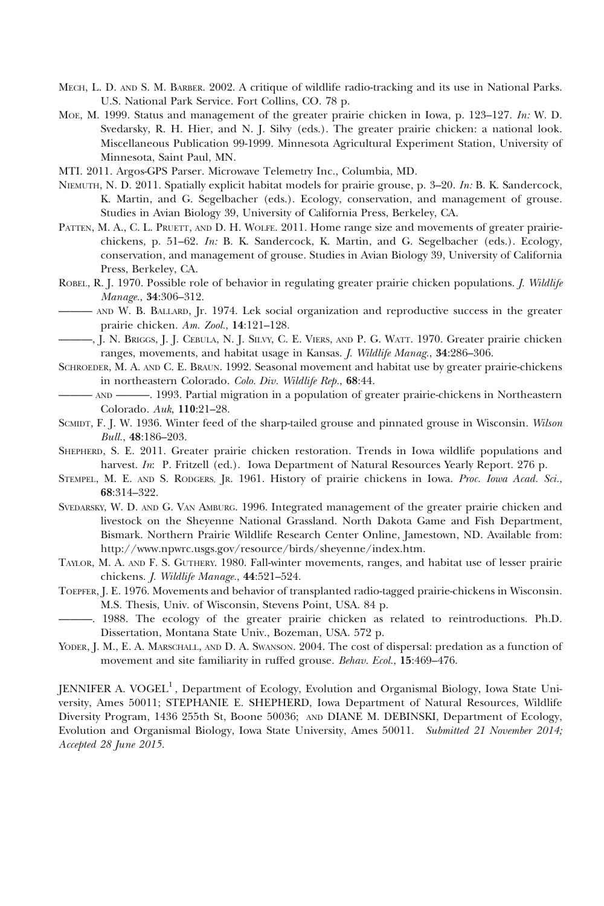Mech, L. D. and S. M. Barber. 2002. A critique of wildlife radio-tracking and its use in National Parks. U.S. National Park Service. Fort Collins, CO. 78 p.

Moe, M. 1999. Status and management of the greater prairie chicken in Iowa, p. 123–127. *In:* W. D. Svedarsky, R. H. Hier, and N. J. Silvy (eds.). The greater prairie chicken: a national look. Miscellaneous Publication 99-1999. Minnesota Agricultural Experiment Station, University of Minnesota, Saint Paul, MN.

MTI. 2011. Argos-GPS Parser. Microwave Telemetry Inc., Columbia, MD.

Niemuth, N. D. 2011. Spatially explicit habitat models for prairie grouse, p. 3–20. *In:* B. K. Sandercock, K. Martin, and G. Segelbacher (eds.). Ecology, conservation, and management of grouse. Studies in Avian Biology 39, University of California Press, Berkeley, CA.

Patten, M. A., C. L. Pruett, and D. H. Wolfe. 2011. Home range size and movements of greater prairie-chickens, p. 51–62. *In:* B. K. Sandercock, K. Martin, and G. Segelbacher (eds.). Ecology, conservation, and management of grouse. Studies in Avian Biology 39, University of California Press, Berkeley, CA.

Robel, R. J. 1970. Possible role of behavior in regulating greater prairie chicken populations. *J. Wildlife Manage.*, **34**:306–312.

——— and W. B. Ballard, Jr. 1974. Lek social organization and reproductive success in the greater prairie chicken. *Am. Zool.*, **14**:121–128.

———, J. N. Briggs, J. J. Cebula, N. J. Silvy, C. E. Viers, and P. G. Watt. 1970. Greater prairie chicken ranges, movements, and habitat usage in Kansas. *J. Wildlife Manag.*, **34**:286–306.

Schroeder, M. A. and C. E. Braun. 1992. Seasonal movement and habitat use by greater prairie-chickens in northeastern Colorado. *Colo. Div. Wildlife Rep.*, **68**:44.

——— and ———. 1993. Partial migration in a population of greater prairie-chickens in Northeastern Colorado. *Auk*, **110**:21–28.

Scmidt, F. J. W. 1936. Winter feed of the sharp-tailed grouse and pinnated grouse in Wisconsin. *Wilson Bull.*, **48**:186–203.

Shepherd, S. E. 2011. Greater prairie chicken restoration. Trends in Iowa wildlife populations and harvest. *In*: P. Fritzell (ed.). Iowa Department of Natural Resources Yearly Report. 276 p.

Stempel, M. E. and S. Rodgers, Jr. 1961. History of prairie chickens in Iowa. *Proc. Iowa Acad. Sci.*, **68**:314–322.

Svedarsky, W. D. and G. Van Amburg. 1996. Integrated management of the greater prairie chicken and livestock on the Sheyenne National Grassland. North Dakota Game and Fish Department, Bismark. Northern Prairie Wildlife Research Center Online, Jamestown, ND. Available from: http://www.npwrc.usgs.gov/resource/birds/sheyenne/index.htm.

Taylor, M. A. and F. S. Guthery. 1980. Fall-winter movements, ranges, and habitat use of lesser prairie chickens. *J. Wildlife Manage.*, **44**:521–524.

Toepfer, J. E. 1976. Movements and behavior of transplanted radio-tagged prairie-chickens in Wisconsin. M.S. Thesis, Univ. of Wisconsin, Stevens Point, USA. 84 p.

———. 1988. The ecology of the greater prairie chicken as related to reintroductions. Ph.D. Dissertation, Montana State Univ., Bozeman, USA. 572 p.

Yoder, J. M., E. A. Marschall, and D. A. Swanson. 2004. The cost of dispersal: predation as a function of movement and site familiarity in ruffed grouse. *Behav. Ecol.*, **15**:469–476.

JENNIFER A. VOGEL[1], Department of Ecology, Evolution and Organismal Biology, Iowa State University, Ames 50011; STEPHANIE E. SHEPHERD, Iowa Department of Natural Resources, Wildlife Diversity Program, 1436 255th St, Boone 50036; and DIANE M. DEBINSKI, Department of Ecology, Evolution and Organismal Biology, Iowa State University, Ames 50011. *Submitted 21 November 2014; Accepted 28 June 2015.*